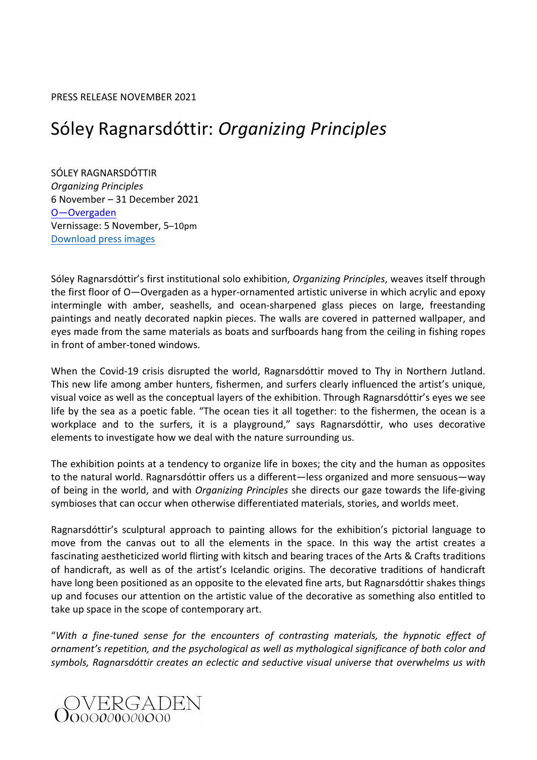PRESS RELEASE NOVEMBER 2021

# Sóley Ragnarsdóttir: *Organizing Principles*

SÓLEY RAGNARSDÓTTIR
*Organizing Principles*
6 November – 31 December 2021
O—Overgaden
Vernissage: 5 November, 5–10pm
Download press images

Sóley Ragnarsdóttir's first institutional solo exhibition, *Organizing Principles*, weaves itself through the first floor of O—Overgaden as a hyper-ornamented artistic universe in which acrylic and epoxy intermingle with amber, seashells, and ocean-sharpened glass pieces on large, freestanding paintings and neatly decorated napkin pieces. The walls are covered in patterned wallpaper, and eyes made from the same materials as boats and surfboards hang from the ceiling in fishing ropes in front of amber-toned windows.

When the Covid-19 crisis disrupted the world, Ragnarsdóttir moved to Thy in Northern Jutland. This new life among amber hunters, fishermen, and surfers clearly influenced the artist's unique, visual voice as well as the conceptual layers of the exhibition. Through Ragnarsdóttir's eyes we see life by the sea as a poetic fable. "The ocean ties it all together: to the fishermen, the ocean is a workplace and to the surfers, it is a playground," says Ragnarsdóttir, who uses decorative elements to investigate how we deal with the nature surrounding us.

The exhibition points at a tendency to organize life in boxes; the city and the human as opposites to the natural world. Ragnarsdóttir offers us a different—less organized and more sensuous—way of being in the world, and with *Organizing Principles* she directs our gaze towards the life-giving symbioses that can occur when otherwise differentiated materials, stories, and worlds meet.

Ragnarsdóttir's sculptural approach to painting allows for the exhibition's pictorial language to move from the canvas out to all the elements in the space. In this way the artist creates a fascinating aestheticized world flirting with kitsch and bearing traces of the Arts & Crafts traditions of handicraft, as well as of the artist's Icelandic origins. The decorative traditions of handicraft have long been positioned as an opposite to the elevated fine arts, but Ragnarsdóttir shakes things up and focuses our attention on the artistic value of the decorative as something also entitled to take up space in the scope of contemporary art.

"*With a fine-tuned sense for the encounters of contrasting materials, the hypnotic effect of ornament's repetition, and the psychological as well as mythological significance of both color and symbols, Ragnarsdóttir creates an eclectic and seductive visual universe that overwhelms us with*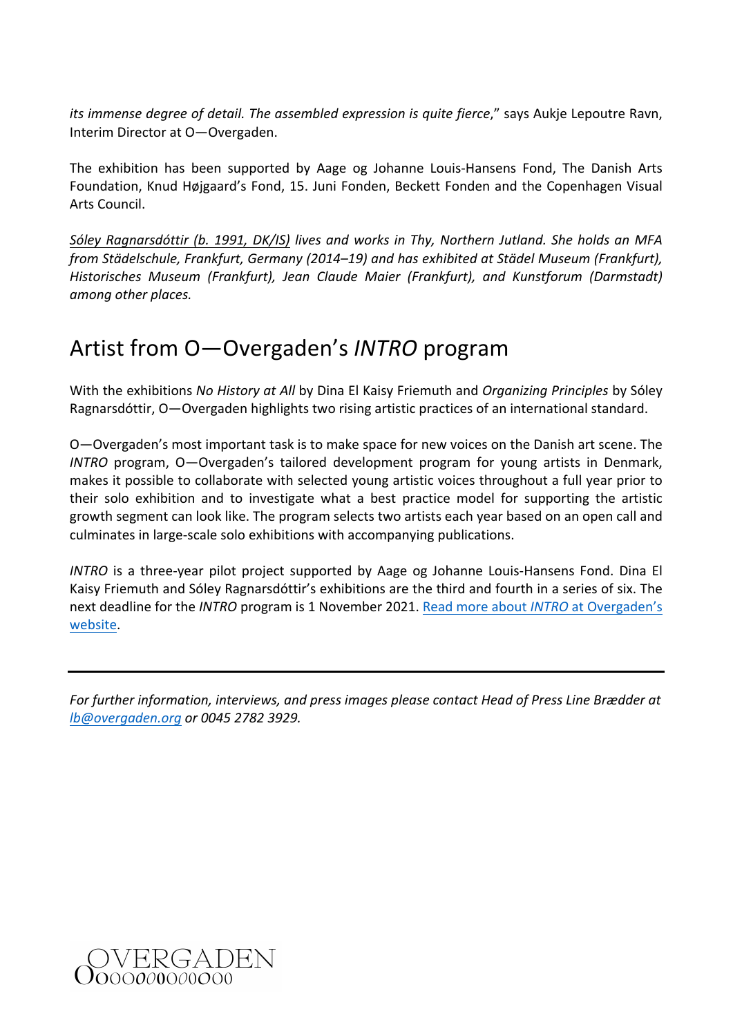*its immense degree of detail. The assembled expression is quite fierce*," says Aukje Lepoutre Ravn, Interim Director at O—Overgaden.

The exhibition has been supported by Aage og Johanne Louis-Hansens Fond, The Danish Arts Foundation, Knud Højgaard's Fond, 15. Juni Fonden, Beckett Fonden and the Copenhagen Visual Arts Council.

*Sóley Ragnarsdóttir (b. 1991, DK/IS) lives and works in Thy, Northern Jutland. She holds an MFA from Städelschule, Frankfurt, Germany (2014–19) and has exhibited at Städel Museum (Frankfurt), Historisches Museum (Frankfurt), Jean Claude Maier (Frankfurt), and Kunstforum (Darmstadt) among other places.*

## Artist from O—Overgaden's *INTRO* program

With the exhibitions *No History at All* by Dina El Kaisy Friemuth and *Organizing Principles* by Sóley Ragnarsdóttir, O—Overgaden highlights two rising artistic practices of an international standard.

O—Overgaden's most important task is to make space for new voices on the Danish art scene. The *INTRO* program, O—Overgaden's tailored development program for young artists in Denmark, makes it possible to collaborate with selected young artistic voices throughout a full year prior to their solo exhibition and to investigate what a best practice model for supporting the artistic growth segment can look like. The program selects two artists each year based on an open call and culminates in large-scale solo exhibitions with accompanying publications.

*INTRO* is a three-year pilot project supported by Aage og Johanne Louis-Hansens Fond. Dina El Kaisy Friemuth and Sóley Ragnarsdóttir's exhibitions are the third and fourth in a series of six. The next deadline for the *INTRO* program is 1 November 2021. Read more about *INTRO* at Overgaden's website.

---

*For further information, interviews, and press images please contact Head of Press Line Brædder at lb@overgaden.org or 0045 2782 3929.*